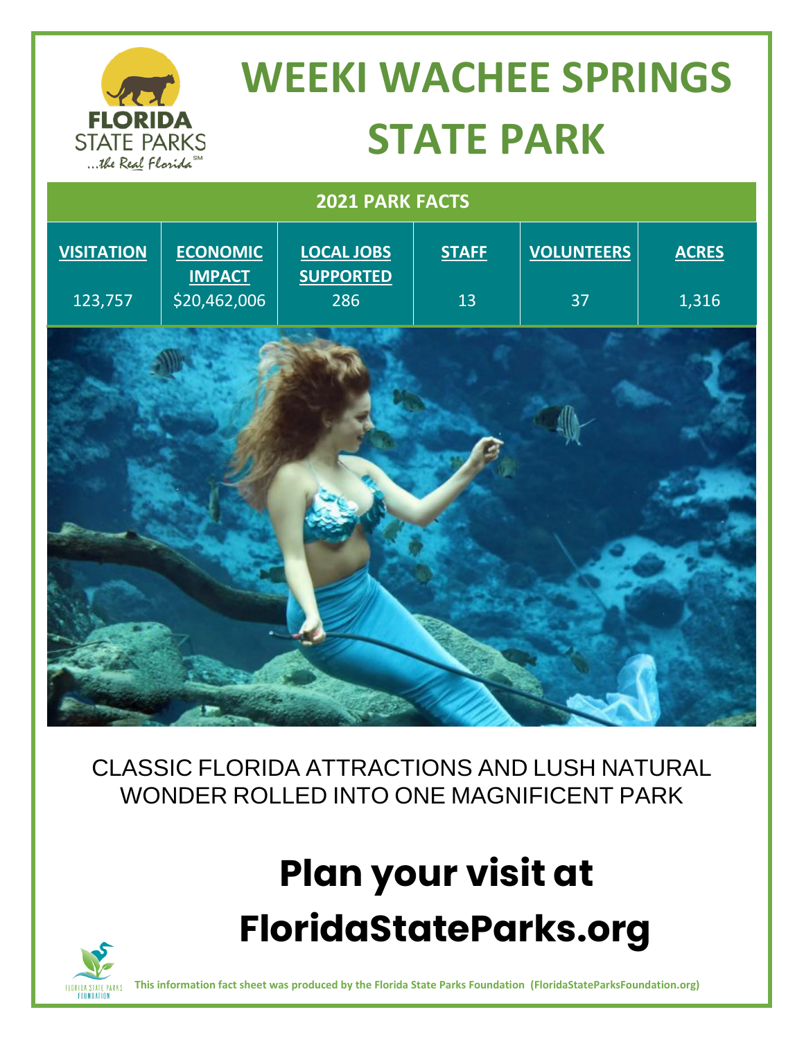# WEEKI WACHEE SPRINGS STATE PARK

## 2021 PARK FACTS

| VISITATION | ECONOMIC IMPACT | LOCAL JOBS SUPPORTED | STAFF | VOLUNTEERS | ACRES |
|---|---|---|---|---|---|
| 123,757 | $20,462,006 | 286 | 13 | 37 | 1,316 |

CLASSIC FLORIDA ATTRACTIONS AND LUSH NATURAL WONDER ROLLED INTO ONE MAGNIFICENT PARK

# Plan your visit at FloridaStateParks.org

**This information fact sheet was produced by the Florida State Parks Foundation (FloridaStateParksFoundation.org)**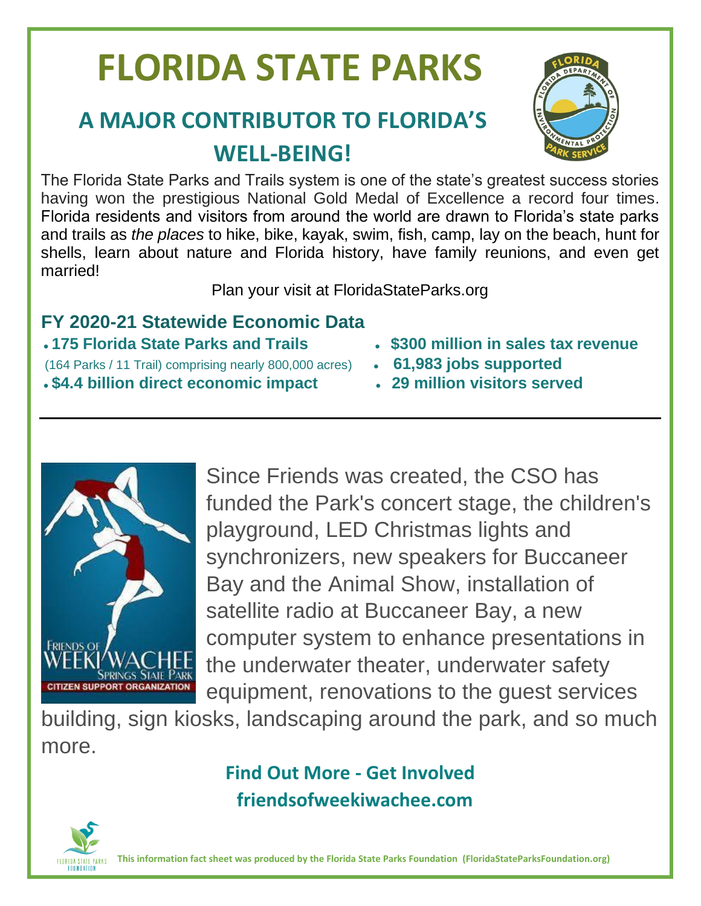# FLORIDA STATE PARKS

## A MAJOR CONTRIBUTOR TO FLORIDA'S WELL-BEING!

The Florida State Parks and Trails system is one of the state's greatest success stories having won the prestigious National Gold Medal of Excellence a record four times. Florida residents and visitors from around the world are drawn to Florida's state parks and trails as *the places* to hike, bike, kayak, swim, fish, camp, lay on the beach, hunt for shells, learn about nature and Florida history, have family reunions, and even get married!

Plan your visit at FloridaStateParks.org

### FY 2020-21 Statewide Economic Data

- **175 Florida State Parks and Trails** (164 Parks / 11 Trail) comprising nearly 800,000 acres)
- **$4.4 billion direct economic impact**
- **$300 million in sales tax revenue**
- **61,983 jobs supported**
- **29 million visitors served**

---

Since Friends was created, the CSO has funded the Park's concert stage, the children's playground, LED Christmas lights and synchronizers, new speakers for Buccaneer Bay and the Animal Show, installation of satellite radio at Buccaneer Bay, a new computer system to enhance presentations in the underwater theater, underwater safety equipment, renovations to the guest services building, sign kiosks, landscaping around the park, and so much more.

**Find Out More - Get Involved**
**friendsofweekiwachee.com**

This information fact sheet was produced by the Florida State Parks Foundation (FloridaStateParksFoundation.org)